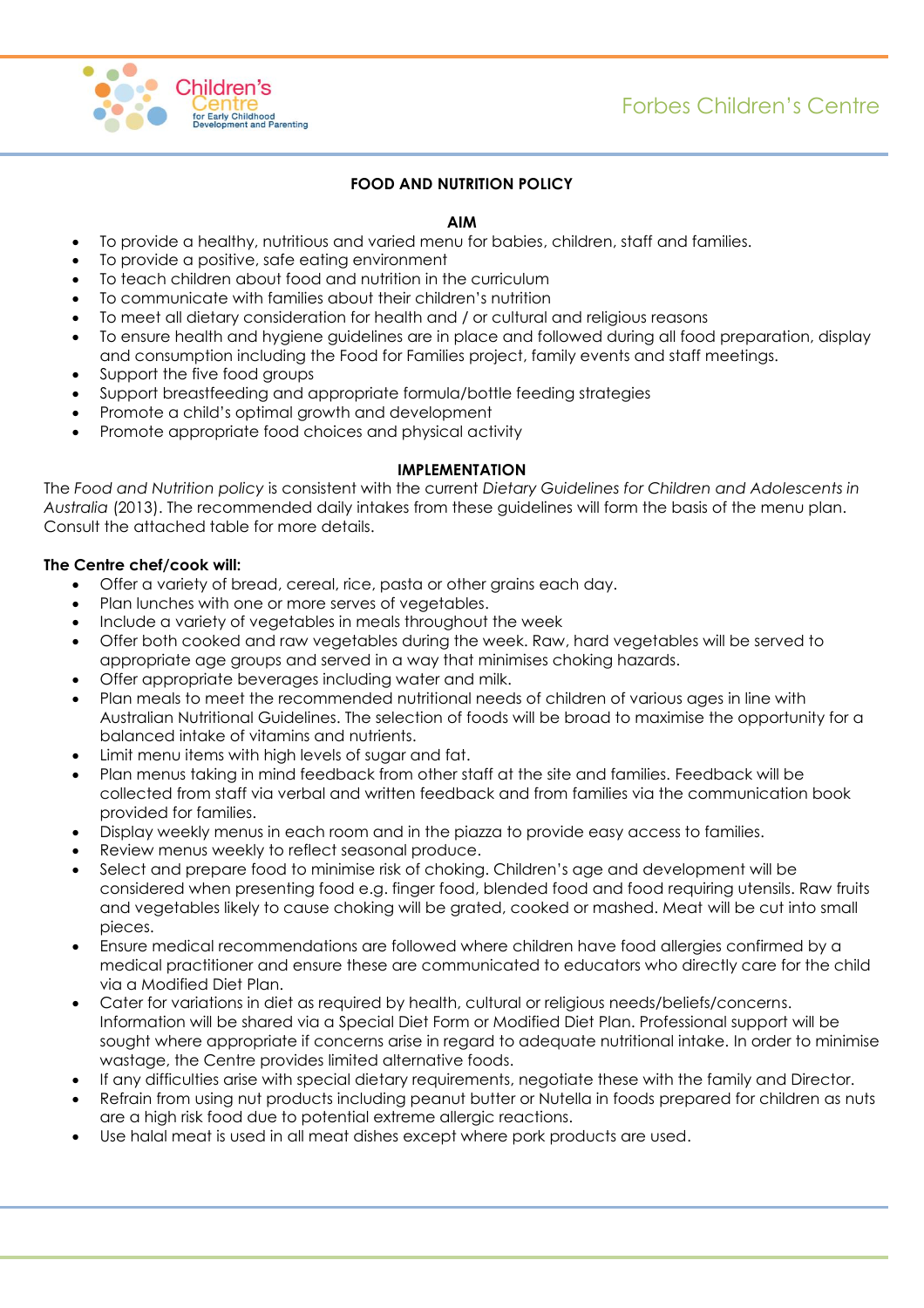# FOOD AND NUTRITION POLICY

## AIM

- To provide a healthy, nutritious and varied menu for babies, children, staff and families.
- To provide a positive, safe eating environment
- To teach children about food and nutrition in the curriculum
- To communicate with families about their children's nutrition
- To meet all dietary consideration for health and / or cultural and religious reasons
- To ensure health and hygiene guidelines are in place and followed during all food preparation, display and consumption including the Food for Families project, family events and staff meetings.
- Support the five food groups
- Support breastfeeding and appropriate formula/bottle feeding strategies
- Promote a child's optimal growth and development
- Promote appropriate food choices and physical activity

## IMPLEMENTATION

The *Food and Nutrition policy* is consistent with the current *Dietary Guidelines for Children and Adolescents in Australia* (2013). The recommended daily intakes from these guidelines will form the basis of the menu plan. Consult the attached table for more details.

**The Centre chef/cook will:**

- Offer a variety of bread, cereal, rice, pasta or other grains each day.
- Plan lunches with one or more serves of vegetables.
- Include a variety of vegetables in meals throughout the week
- Offer both cooked and raw vegetables during the week. Raw, hard vegetables will be served to appropriate age groups and served in a way that minimises choking hazards.
- Offer appropriate beverages including water and milk.
- Plan meals to meet the recommended nutritional needs of children of various ages in line with Australian Nutritional Guidelines. The selection of foods will be broad to maximise the opportunity for a balanced intake of vitamins and nutrients.
- Limit menu items with high levels of sugar and fat.
- Plan menus taking in mind feedback from other staff at the site and families. Feedback will be collected from staff via verbal and written feedback and from families via the communication book provided for families.
- Display weekly menus in each room and in the piazza to provide easy access to families.
- Review menus weekly to reflect seasonal produce.
- Select and prepare food to minimise risk of choking. Children's age and development will be considered when presenting food e.g. finger food, blended food and food requiring utensils. Raw fruits and vegetables likely to cause choking will be grated, cooked or mashed. Meat will be cut into small pieces.
- Ensure medical recommendations are followed where children have food allergies confirmed by a medical practitioner and ensure these are communicated to educators who directly care for the child via a Modified Diet Plan.
- Cater for variations in diet as required by health, cultural or religious needs/beliefs/concerns. Information will be shared via a Special Diet Form or Modified Diet Plan. Professional support will be sought where appropriate if concerns arise in regard to adequate nutritional intake. In order to minimise wastage, the Centre provides limited alternative foods.
- If any difficulties arise with special dietary requirements, negotiate these with the family and Director.
- Refrain from using nut products including peanut butter or Nutella in foods prepared for children as nuts are a high risk food due to potential extreme allergic reactions.
- Use halal meat is used in all meat dishes except where pork products are used.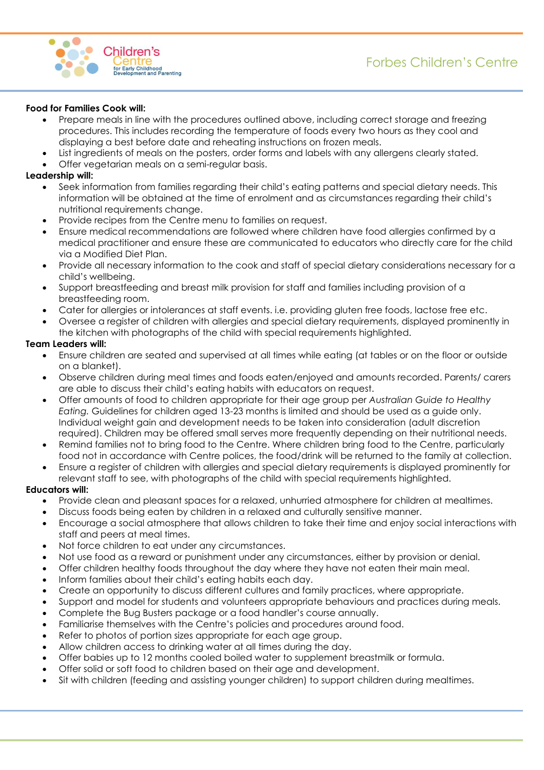**Food for Families Cook will:**

- Prepare meals in line with the procedures outlined above, including correct storage and freezing procedures. This includes recording the temperature of foods every two hours as they cool and displaying a best before date and reheating instructions on frozen meals.
- List ingredients of meals on the posters, order forms and labels with any allergens clearly stated.
- Offer vegetarian meals on a semi-regular basis.

**Leadership will:**

- Seek information from families regarding their child's eating patterns and special dietary needs. This information will be obtained at the time of enrolment and as circumstances regarding their child's nutritional requirements change.
- Provide recipes from the Centre menu to families on request.
- Ensure medical recommendations are followed where children have food allergies confirmed by a medical practitioner and ensure these are communicated to educators who directly care for the child via a Modified Diet Plan.
- Provide all necessary information to the cook and staff of special dietary considerations necessary for a child's wellbeing.
- Support breastfeeding and breast milk provision for staff and families including provision of a breastfeeding room.
- Cater for allergies or intolerances at staff events. i.e. providing gluten free foods, lactose free etc.
- Oversee a register of children with allergies and special dietary requirements, displayed prominently in the kitchen with photographs of the child with special requirements highlighted.

**Team Leaders will:**

- Ensure children are seated and supervised at all times while eating (at tables or on the floor or outside on a blanket).
- Observe children during meal times and foods eaten/enjoyed and amounts recorded. Parents/ carers are able to discuss their child's eating habits with educators on request.
- Offer amounts of food to children appropriate for their age group per *Australian Guide to Healthy Eating.* Guidelines for children aged 13-23 months is limited and should be used as a guide only. Individual weight gain and development needs to be taken into consideration (adult discretion required). Children may be offered small serves more frequently depending on their nutritional needs.
- Remind families not to bring food to the Centre. Where children bring food to the Centre, particularly food not in accordance with Centre polices, the food/drink will be returned to the family at collection.
- Ensure a register of children with allergies and special dietary requirements is displayed prominently for relevant staff to see, with photographs of the child with special requirements highlighted.

**Educators will:**

- Provide clean and pleasant spaces for a relaxed, unhurried atmosphere for children at mealtimes.
- Discuss foods being eaten by children in a relaxed and culturally sensitive manner.
- Encourage a social atmosphere that allows children to take their time and enjoy social interactions with staff and peers at meal times.
- Not force children to eat under any circumstances.
- Not use food as a reward or punishment under any circumstances, either by provision or denial.
- Offer children healthy foods throughout the day where they have not eaten their main meal.
- Inform families about their child's eating habits each day.
- Create an opportunity to discuss different cultures and family practices, where appropriate.
- Support and model for students and volunteers appropriate behaviours and practices during meals.
- Complete the Bug Busters package or a food handler's course annually.
- Familiarise themselves with the Centre's policies and procedures around food.
- Refer to photos of portion sizes appropriate for each age group.
- Allow children access to drinking water at all times during the day.
- Offer babies up to 12 months cooled boiled water to supplement breastmilk or formula.
- Offer solid or soft food to children based on their age and development.
- Sit with children (feeding and assisting younger children) to support children during mealtimes.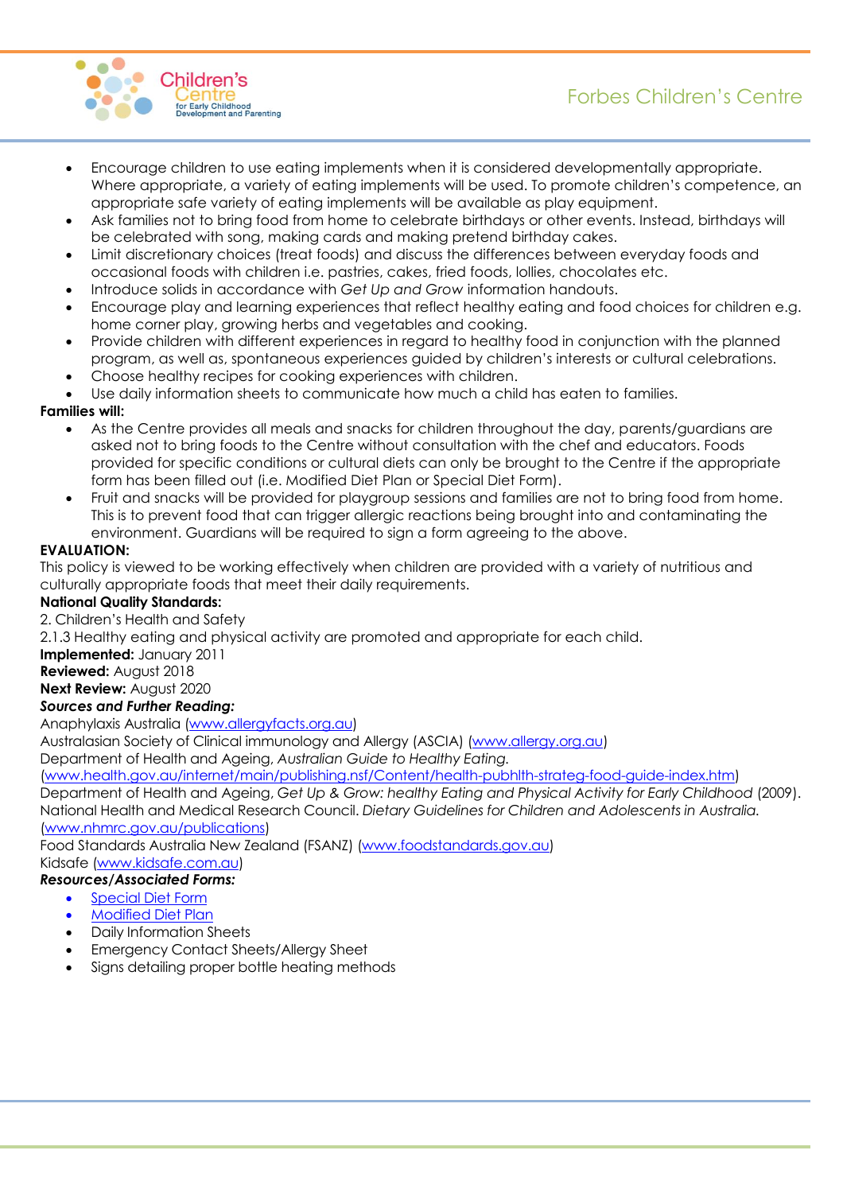- Encourage children to use eating implements when it is considered developmentally appropriate. Where appropriate, a variety of eating implements will be used. To promote children's competence, an appropriate safe variety of eating implements will be available as play equipment.
- Ask families not to bring food from home to celebrate birthdays or other events. Instead, birthdays will be celebrated with song, making cards and making pretend birthday cakes.
- Limit discretionary choices (treat foods) and discuss the differences between everyday foods and occasional foods with children i.e. pastries, cakes, fried foods, lollies, chocolates etc.
- Introduce solids in accordance with *Get Up and Grow* information handouts.
- Encourage play and learning experiences that reflect healthy eating and food choices for children e.g. home corner play, growing herbs and vegetables and cooking.
- Provide children with different experiences in regard to healthy food in conjunction with the planned program, as well as, spontaneous experiences guided by children's interests or cultural celebrations.
- Choose healthy recipes for cooking experiences with children.
- Use daily information sheets to communicate how much a child has eaten to families.

**Families will:**

- As the Centre provides all meals and snacks for children throughout the day, parents/guardians are asked not to bring foods to the Centre without consultation with the chef and educators. Foods provided for specific conditions or cultural diets can only be brought to the Centre if the appropriate form has been filled out (i.e. Modified Diet Plan or Special Diet Form).
- Fruit and snacks will be provided for playgroup sessions and families are not to bring food from home. This is to prevent food that can trigger allergic reactions being brought into and contaminating the environment. Guardians will be required to sign a form agreeing to the above.

**EVALUATION:**

This policy is viewed to be working effectively when children are provided with a variety of nutritious and culturally appropriate foods that meet their daily requirements.

**National Quality Standards:**

2. Children's Health and Safety

2.1.3 Healthy eating and physical activity are promoted and appropriate for each child.

**Implemented:** January 2011

**Reviewed:** August 2018

**Next Review:** August 2020

***Sources and Further Reading:***

Anaphylaxis Australia ([www.allergyfacts.org.au](www.allergyfacts.org.au))

Australasian Society of Clinical immunology and Allergy (ASCIA) ([www.allergy.org.au](www.allergy.org.au))

Department of Health and Ageing, *Australian Guide to Healthy Eating.*
([www.health.gov.au/internet/main/publishing.nsf/Content/health-pubhlth-strateg-food-guide-index.htm](www.health.gov.au/internet/main/publishing.nsf/Content/health-pubhlth-strateg-food-guide-index.htm))

Department of Health and Ageing, *Get Up & Grow: healthy Eating and Physical Activity for Early Childhood* (2009).

National Health and Medical Research Council. *Dietary Guidelines for Children and Adolescents in Australia.*
([www.nhmrc.gov.au/publications](www.nhmrc.gov.au/publications))

Food Standards Australia New Zealand (FSANZ) ([www.foodstandards.gov.au](www.foodstandards.gov.au))

Kidsafe ([www.kidsafe.com.au](www.kidsafe.com.au))

***Resources/Associated Forms:***

- Special Diet Form
- Modified Diet Plan
- Daily Information Sheets
- Emergency Contact Sheets/Allergy Sheet
- Signs detailing proper bottle heating methods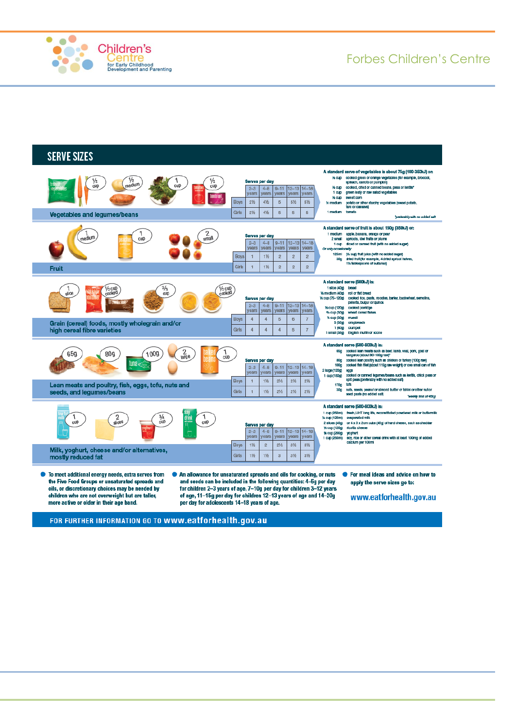# SERVE SIZES

## Vegetables and legumes/beans

Serves per day

| | 2–3 years | 4–8 years | 9–11 years | 12–13 years | 14–18 years |
|---|---|---|---|---|---|
| Boys | 2½ | 4½ | 5 | 5½ | 5½ |
| Girls | 2½ | 4½ | 5 | 5 | 5 |

A standard serve of vegetables is about 75g (100-350kJ) or:

- ½ cup cooked green or orange vegetables (for example, broccoli, spinach, carrots or pumpkin)
- ½ cup cooked, dried or canned beans, peas or lentils*
- 1 cup green leafy or raw salad vegetables
- ½ cup sweet corn
- ½ medium potato or other starchy vegetables (sweet potato, taro or cassava)
- 1 medium tomato

*preferably with no added salt

## Fruit

Serves per day

| | 2–3 years | 4–8 years | 9–11 years | 12–13 years | 14–18 years |
|---|---|---|---|---|---|
| Boys | 1 | 1½ | 2 | 2 | 2 |
| Girls | 1 | 1½ | 2 | 2 | 2 |

A standard serve of fruit is about 150g (350kJ) or:

- 1 medium apple, banana, orange or pear
- 2 small apricots, kiwi fruits or plums
- 1 cup diced or canned fruit (with no added sugar)

*Or only occasionally*

- 125ml (½ cup) fruit juice (with no added sugar)
- 30g dried fruit (for example, 4 dried apricot halves, 1½ tablespoons of sultanas)

## Grain (cereal) foods, mostly wholegrain and/or high cereal fibre varieties

Serves per day

| | 2–3 years | 4–8 years | 9–11 years | 12–13 years | 14–18 years |
|---|---|---|---|---|---|
| Boys | 4 | 4 | 5 | 6 | 7 |
| Girls | 4 | 4 | 4 | 5 | 7 |

A standard serve (500kJ) is:

- 1 slice (40g) bread
- ½ medium (40g) roll or flat bread
- ½ cup (75–120g) cooked rice, pasta, noodles, barley, buckwheat, semolina, polenta, bulgur or quinoa
- ½ cup (120g) cooked porridge
- ⅔ cup (30g) wheat cereal flakes
- ¼ cup (30g) muesli
- 3 (35g) crispbreads
- 1 (60g) crumpet
- 1 small (35g) English muffin or scone

## Lean meats and poultry, fish, eggs, tofu, nuts and seeds, and legumes/beans

Serves per day

| | 2–3 years | 4–8 years | 9–11 years | 12–13 years | 14–18 years |
|---|---|---|---|---|---|
| Boys | 1 | 1½ | 2½ | 2½ | 2½ |
| Girls | 1 | 1½ | 2½ | 2½ | 2½ |

A standard serve (500-600kJ) is:

- 65g cooked lean meats such as beef, lamb, veal, pork, goat or kangaroo (about 90-100g raw)*
- 80g cooked lean poultry such as chicken or turkey (100g raw)
- 100g cooked fish fillet (about 115g raw weight) or one small can of fish
- 2 large (120g) eggs
- 1 cup (150g) cooked or canned legumes/beans such as lentils, chick peas or split peas (preferably with no added salt)
- 170g tofu
- 30g nuts, seeds, peanut or almond butter or tahini or other nut or seed paste (no added salt)

*weekly limit of 455g

## Milk, yoghurt, cheese and/or alternatives, mostly reduced fat

Serves per day

| | 2–3 years | 4–8 years | 9–11 years | 12–13 years | 14–18 years |
|---|---|---|---|---|---|
| Boys | 1½ | 2 | 2½ | 3½ | 3½ |
| Girls | 1½ | 1½ | 3 | 3½ | 3½ |

A standard serve (500-600kJ) is:

- 1 cup (250ml) fresh, UHT long life, reconstituted powdered milk or buttermilk
- ½ cup (120ml) evaporated milk
- 2 slices (40g) or 4 x 3 x 2cm cube (40g) of hard cheese, such as cheddar
- ½ cup (120g) ricotta cheese
- ¾ cup (200g) yoghurt
- 1 cup (250ml) soy, rice or other cereal drink with at least 100mg of added calcium per 100ml

---

- To meet additional energy needs, extra serves from the Five Food Groups or unsaturated spreads and oils, or discretionary choices may be needed by children who are not overweight but are taller, more active or older in their age band.
- An allowance for unsaturated spreads and oils for cooking, or nuts and seeds can be included in the following quantities: 4–5g per day for children 2–3 years of age, 7–10g per day for children 3–12 years of age, 11–15g per day for children 12–13 years of age and 14–20g per day for adolescents 14–18 years of age.
- For meal ideas and advice on how to apply the serve sizes go to: **www.eatforhealth.gov.au**

FOR FURTHER INFORMATION GO TO **www.eatforhealth.gov.au**